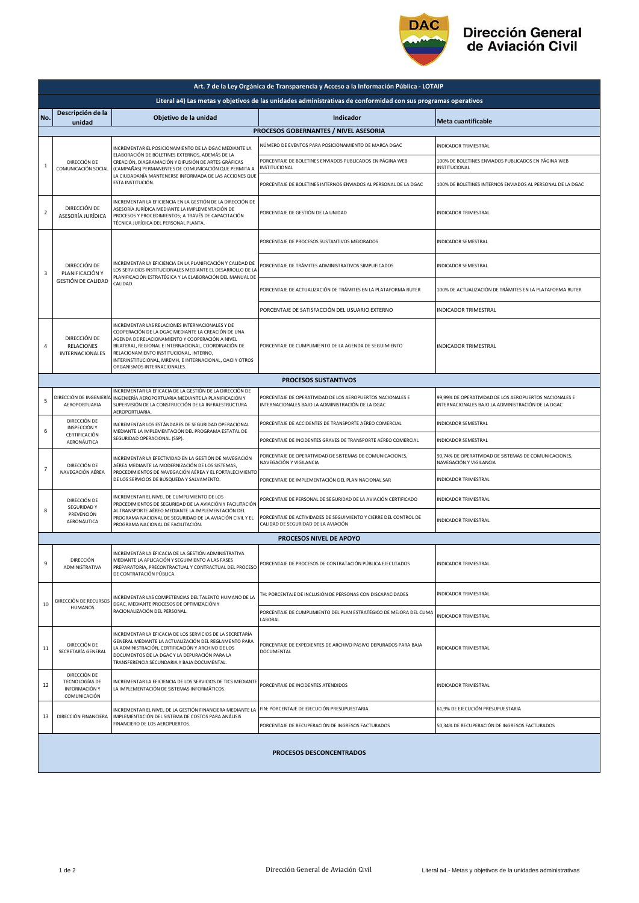# Dirección General de Aviación Civil

| Art. 7 de la Ley Orgánica de Transparencia y Acceso a la Información Pública - LOTAIP | | | | |
|---|---|---|---|---|
| **Literal a4) Las metas y objetivos de las unidades administrativas de conformidad con sus programas operativos** | | | | |
| **No.** | **Descripción de la unidad** | **Objetivo de la unidad** | **Indicador** | **Meta cuantificable** |
| **PROCESOS GOBERNANTES / NIVEL ASESORIA** | | | | |
| 1 | DIRECCIÓN DE COMUNICACIÓN SOCIAL | INCREMENTAR EL POSICIONAMIENTO DE LA DGAC MEDIANTE LA ELABORACIÓN DE BOLETINES EXTERNOS, ADEMÁS DE LA CREACIÓN, DIAGRAMACIÓN Y DIFUSIÓN DE ARTES GRÁFICAS (CAMPAÑAS) PERMANENTES DE COMUNICACIÓN QUE PERMITA A LA CIUDADANÍA MANTENERSE INFORMADA DE LAS ACCIONES QUE ESTA INSTITUCIÓN. | NÚMERO DE EVENTOS PARA POSICIONAMIENTO DE MARCA DGAC | INDICADOR TRIMESTRAL |
| | | | PORCENTAJE DE BOLETINES ENVIADOS PUBLICADOS EN PÁGINA WEB INSTITUCIONAL | 100% DE BOLETINES ENVIADOS PUBLICADOS EN PÁGINA WEB INSTITUCIONAL |
| | | | PORCENTAJE DE BOLETINES INTERNOS ENVIADOS AL PERSONAL DE LA DGAC | 100% DE BOLETINES INTERNOS ENVIADOS AL PERSONAL DE LA DGAC |
| 2 | DIRECCIÓN DE ASESORÍA JURÍDICA | INCREMENTAR LA EFICIENCIA EN LA GESTIÓN DE LA DIRECCIÓN DE ASESORÍA JURÍDICA MEDIANTE LA IMPLEMENTACIÓN DE PROCESOS Y PROCEDIMIENTOS; A TRAVÉS DE CAPACITACIÓN TÉCNICA JURÍDICA DEL PERSONAL PLANTA. | PORCENTAJE DE GESTIÓN DE LA UNIDAD | INDICADOR TRIMESTRAL |
| 3 | DIRECCIÓN DE PLANIFICACIÓN Y GESTIÓN DE LA CALIDAD | INCREMENTAR LA EFICIENCIA EN LA PLANIFICACIÓN Y CALIDAD DE LOS SERVICIOS INSTITUCIONALES MEDIANTE EL DESARROLLO DE LA PLANIFICACIÓN ESTRATÉGICA Y LA ELABORACIÓN DEL MANUAL DE CALIDAD. | PORCENTAJE DE PROCESOS SUSTANTIVOS MEJORADOS | INDICADOR SEMESTRAL |
| | | | PORCENTAJE DE TRÁMITES ADMINISTRATIVOS SIMPLIFICADOS | INDICADOR SEMESTRAL |
| | | | PORCENTAJE DE ACTUALIZACIÓN DE TRÁMITES EN LA PLATAFORMA RUTER | 100% DE ACTUALIZACIÓN DE TRÁMITES EN LA PLATAFORMA RUTER |
| | | | PORCENTAJE DE SATISFACCIÓN DEL USUARIO EXTERNO | INDICADOR TRIMESTRAL |
| 4 | DIRECCIÓN DE RELACIONES INTERNACIONALES | INCREMENTAR LAS RELACIONES INTERNACIONALES Y DE COOPERACIÓN DE LA DGAC MEDIANTE LA CREACIÓN DE UNA AGENDA DE RELACIONAMIENTO Y COOPERACIÓN A NIVEL BILATERAL, REGIONAL E INTERNACIONAL, COORDINACIÓN DE RELACIONAMIENTO INSTITUCIONAL, INTERNO, INTERINSTITUCIONAL, MREMH, E INTERNACIONAL, OACI Y OTROS ORGANISMOS INTERNACIONALES. | PORCENTAJE DE CUMPLIMIENTO DE LA AGENDA DE SEGUIMIENTO | INDICADOR TRIMESTRAL |
| **PROCESOS SUSTANTIVOS** | | | | |
| 5 | DIRECCIÓN DE INGENIERÍA AEROPORTUARIA | INCREMENTAR LA EFICACIA DE LA GESTIÓN DE LA DIRECCIÓN DE INGENIERÍA AEROPORTUARIA MEDIANTE LA PLANIFICACIÓN Y SUPERVISIÓN DE LA CONSTRUCCIÓN DE LA INFRAESTRUCTURA AEROPORTUARIA. | PORCENTAJE DE OPERATIVIDAD DE LOS AEROPUERTOS NACIONALES E INTERNACIONALES BAJO LA ADMINISTRACIÓN DE LA DGAC | 99,99% DE OPERATIVIDAD DE LOS AEROPUERTOS NACIONALES E INTERNACIONALES BAJO LA ADMINISTRACIÓN DE LA DGAC |
| 6 | DIRECCIÓN DE INSPECCIÓN Y CERTIFICACIÓN AERONÁUTICA | INCREMENTAR LOS ESTÁNDARES DE SEGURIDAD OPERACIONAL MEDIANTE LA IMPLEMENTACIÓN DEL PROGRAMA ESTATAL DE SEGURIDAD OPERACIONAL (SSP). | PORCENTAJE DE ACCIDENTES DE TRANSPORTE AÉREO COMERCIAL | INDICADOR SEMESTRAL |
| | | | PORCENTAJE DE INCIDENTES GRAVES DE TRANSPORTE AÉREO COMERCIAL | INDICADOR SEMESTRAL |
| 7 | DIRECCIÓN DE NAVEGACIÓN AÉREA | INCREMENTAR LA EFECTIVIDAD EN LA GESTIÓN DE NAVEGACIÓN AÉREA MEDIANTE LA MODERNIZACIÓN DE LOS SISTEMAS, PROCEDIMIENTOS DE NAVEGACIÓN AÉREA Y EL FORTALECIMIENTO DE LOS SERVICIOS DE BÚSQUEDA Y SALVAMENTO. | PORCENTAJE DE OPERATIVIDAD DE SISTEMAS DE COMUNICACIONES, NAVEGACIÓN Y VIGILANCIA | 90,74% DE OPERATIVIDAD DE SISTEMAS DE COMUNICACIONES, NAVEGACIÓN Y VIGILANCIA |
| | | | PORCENTAJE DE IMPLEMENTACIÓN DEL PLAN NACIONAL SAR | INDICADOR TRIMESTRAL |
| 8 | DIRECCIÓN DE SEGURIDAD Y PREVENCIÓN AERONÁUTICA | INCREMENTAR EL NIVEL DE CUMPLIMIENTO DE LOS PROCEDIMIENTOS DE SEGURIDAD DE LA AVIACIÓN Y FACILITACIÓN AL TRANSPORTE AÉREO MEDIANTE LA IMPLEMENTACIÓN DEL PROGRAMA NACIONAL DE SEGURIDAD DE LA AVIACIÓN CIVIL Y EL PROGRAMA NACIONAL DE FACILITACIÓN. | PORCENTAJE DE PERSONAL DE SEGURIDAD DE LA AVIACIÓN CERTIFICADO | INDICADOR TRIMESTRAL |
| | | | PORCENTAJE DE ACTIVIDADES DE SEGUIMIENTO Y CIERRE DEL CONTROL DE CALIDAD DE SEGURIDAD DE LA AVIACIÓN | INDICADOR TRIMESTRAL |
| **PROCESOS NIVEL DE APOYO** | | | | |
| 9 | DIRECCIÓN ADMINISTRATIVA | INCREMENTAR LA EFICACIA DE LA GESTIÓN ADMINISTRATIVA MEDIANTE LA APLICACIÓN Y SEGUIMIENTO A LAS FASES PREPARATORIA, PRECONTRACTUAL Y CONTRACTUAL DEL PROCESO DE CONTRATACIÓN PÚBLICA. | PORCENTAJE DE PROCESOS DE CONTRATACIÓN PÚBLICA EJECUTADOS | INDICADOR TRIMESTRAL |
| 10 | DIRECCIÓN DE RECURSOS HUMANOS | INCREMENTAR LAS COMPETENCIAS DEL TALENTO HUMANO DE LA DGAC, MEDIANTE PROCESOS DE OPTIMIZACIÓN Y RACIONALIZACIÓN DEL PERSONAL. | TH: PORCENTAJE DE INCLUSIÓN DE PERSONAS CON DISCAPACIDADES | INDICADOR TRIMESTRAL |
| | | | PORCENTAJE DE CUMPLIMIENTO DEL PLAN ESTRATÉGICO DE MEJORA DEL CLIMA LABORAL | INDICADOR TRIMESTRAL |
| 11 | DIRECCIÓN DE SECRETARÍA GENERAL | INCREMENTAR LA EFICACIA DE LOS SERVICIOS DE LA SECRETARÍA GENERAL MEDIANTE LA ACTUALIZACIÓN DEL REGLAMENTO PARA LA ADMINISTRACIÓN, CERTIFICACIÓN Y ARCHIVO DE LOS DOCUMENTOS DE LA DGAC Y LA DEPURACIÓN PARA LA TRANSFERENCIA SECUNDARIA Y BAJA DOCUMENTAL. | PORCENTAJE DE EXPEDIENTES DE ARCHIVO PASIVO DEPURADOS PARA BAJA DOCUMENTAL | INDICADOR TRIMESTRAL |
| 12 | DIRECCIÓN DE TECNOLOGÍAS DE INFORMACIÓN Y COMUNICACIÓN | INCREMENTAR LA EFICIENCIA DE LOS SERVICIOS DE TICS MEDIANTE LA IMPLEMENTACIÓN DE SISTEMAS INFORMÁTICOS. | PORCENTAJE DE INCIDENTES ATENDIDOS | INDICADOR TRIMESTRAL |
| 13 | DIRECCIÓN FINANCIERA | INCREMENTAR EL NIVEL DE LA GESTIÓN FINANCIERA MEDIANTE LA IMPLEMENTACIÓN DEL SISTEMA DE COSTOS PARA ANÁLISIS FINANCIERO DE LOS AEROPUERTOS. | FIN: PORCENTAJE DE EJECUCIÓN PRESUPUESTARIA | 61,9% DE EJECUCIÓN PRESUPUESTARIA |
| | | | PORCENTAJE DE RECUPERACIÓN DE INGRESOS FACTURADOS | 50,34% DE RECUPERACIÓN DE INGRESOS FACTURADOS |
| **PROCESOS DESCONCENTRADOS** | | | | |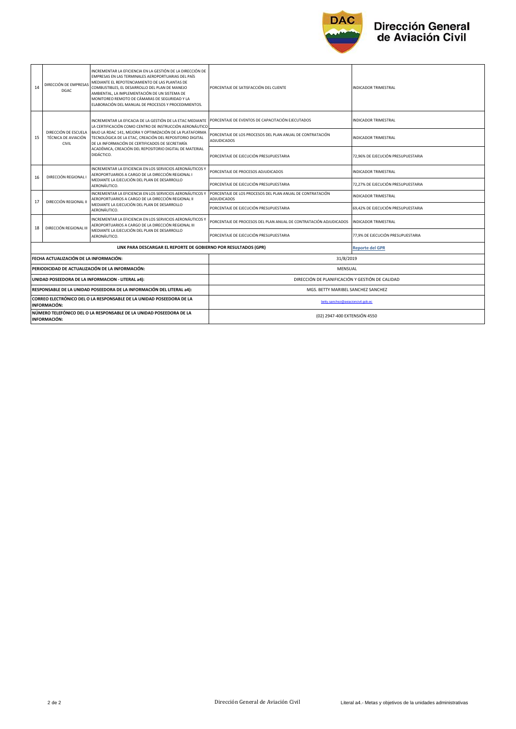# Dirección General de Aviación Civil

| | | | | |
|---|---|---|---|---|
| 14 | DIRECCIÓN DE EMPRESAS DGAC | INCREMENTAR LA EFICIENCIA EN LA GESTIÓN DE LA DIRECCIÓN DE EMPRESAS EN LAS TERMINALES AEROPORTUARIAS DEL PAÍS MEDIANTE EL REPOTENCIAMIENTO DE LAS PLANTAS DE COMBUSTIBLES, EL DESARROLLO DEL PLAN DE MANEJO AMBIENTAL, LA IMPLEMENTACIÓN DE UN SISTEMA DE MONITOREO REMOTO DE CÁMARAS DE SEGURIDAD Y LA ELABORACIÓN DEL MANUAL DE PROCESOS Y PROCEDIMIENTOS. | PORCENTAJE DE SATISFACCIÓN DEL CLIENTE | INDICADOR TRIMESTRAL |
| 15 | DIRECCIÓN DE ESCUELA TÉCNICA DE AVIACIÓN CIVIL | INCREMENTAR LA EFICACIA DE LA GESTIÓN DE LA ETAC MEDIANTE LA CERTIFICACIÓN COMO CENTRO DE INSTRUCCIÓN AERONÁUTICO BAJO LA RDAC 141, MEJORA Y OPTIMIZACIÓN DE LA PLATAFORMA TECNOLÓGICA DE LA ETAC, CREACIÓN DEL REPOSITORIO DIGITAL DE LA INFORMACIÓN DE CERTIFICADOS DE SECRETARÍA ACADÉMICA, CREACIÓN DEL REPOSITORIO DIGITAL DE MATERIAL DIDÁCTICO. | PORCENTAJE DE EVENTOS DE CAPACITACIÓN EJECUTADOS | INDICADOR TRIMESTRAL |
| | | | PORCENTAJE DE LOS PROCESOS DEL PLAN ANUAL DE CONTRATACIÓN ADJUDICADOS | INDICADOR TRIMESTRAL |
| | | | PORCENTAJE DE EJECUCIÓN PRESUPUESTARIA | 72,96% DE EJECUCIÓN PRESUPUESTARIA |
| 16 | DIRECCIÓN REGIONAL I | INCREMENTAR LA EFICIENCIA EN LOS SERVICIOS AERONÁUTICOS Y AEROPORTUARIOS A CARGO DE LA DIRECCIÓN REGIONAL I MEDIANTE LA EJECUCIÓN DEL PLAN DE DESARROLLO AERONÁUTICO. | PORCENTAJE DE PROCESOS ADJUDICADOS | INDICADOR TRIMESTRAL |
| | | | PORCENTAJE DE EJECUCIÓN PRESUPUESTARIA | 72,27% DE EJECUCIÓN PRESUPUESTARIA |
| 17 | DIRECCIÓN REGIONAL II | INCREMENTAR LA EFICIENCIA EN LOS SERVICIOS AERONÁUTICOS Y AEROPORTUARIOS A CARGO DE LA DIRECCIÓN REGIONAL II MEDIANTE LA EJECUCIÓN DEL PLAN DE DESARROLLO AERONÁUTICO. | PORCENTAJE DE LOS PROCESOS DEL PLAN ANUAL DE CONTRATACIÓN ADJUDICADOS | INDICADOR TRIMESTRAL |
| | | | PORCENTAJE DE EJECUCIÓN PRESUPUESTARIA | 69,42% DE EJECUCIÓN PRESUPUESTARIA |
| 18 | DIRECCIÓN REGIONAL III | INCREMENTAR LA EFICIENCIA EN LOS SERVICIOS AERONÁUTICOS Y AEROPORTUARIOS A CARGO DE LA DIRECCIÓN REGIONAL III MEDIANTE LA EJECUCIÓN DEL PLAN DE DESARROLLO AERONÁUTICO. | PORCENTAJE DE PROCESOS DEL PLAN ANUAL DE CONTRATACIÓN ADJUDICADOS | INDICADOR TRIMESTRAL |
| | | | PORCENTAJE DE EJECUCIÓN PRESUPUESTARIA | 77,9% DE EJECUCIÓN PRESUPUESTARIA |
| **LINK PARA DESCARGAR EL REPORTE DE GOBIERNO POR RESULTADOS (GPR)** | | | | **Reporte del GPR** |

| | |
|---|---|
| **FECHA ACTUALIZACIÓN DE LA INFORMACIÓN:** | 31/8/2019 |
| **PERIODICIDAD DE ACTUALIZACIÓN DE LA INFORMACIÓN:** | MENSUAL |
| **UNIDAD POSEEDORA DE LA INFORMACION - LITERAL a4):** | DIRECCIÓN DE PLANIFICACIÓN Y GESTIÓN DE CALIDAD |
| **RESPONSABLE DE LA UNIDAD POSEEDORA DE LA INFORMACIÓN DEL LITERAL a4):** | MGS. BETTY MARIBEL SANCHEZ SANCHEZ |
| **CORREO ELECTRÓNICO DEL O LA RESPONSABLE DE LA UNIDAD POSEEDORA DE LA INFORMACIÓN:** | betty.sanchez@aviacioncivil.gob.ec |
| **NÚMERO TELEFÓNICO DEL O LA RESPONSABLE DE LA UNIDAD POSEEDORA DE LA INFORMACIÓN:** | (02) 2947-400 EXTENSIÓN 4550 |